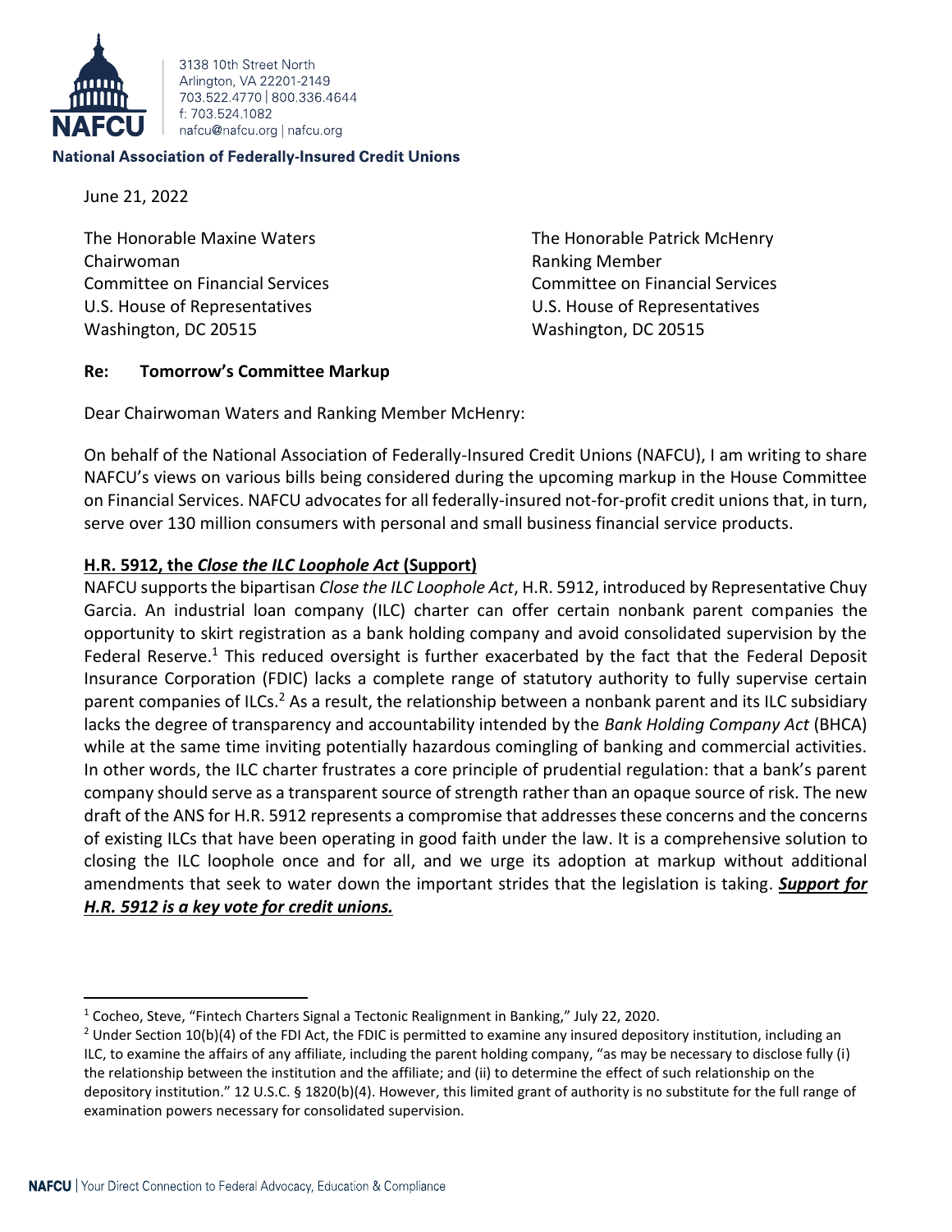NAFCU

3138 10th Street North
Arlington, VA 22201-2149
703.522.4770 | 800.336.4644
f: 703.524.1082
nafcu@nafcu.org | nafcu.org

**National Association of Federally-Insured Credit Unions**

June 21, 2022

The Honorable Maxine Waters
Chairwoman
Committee on Financial Services
U.S. House of Representatives
Washington, DC 20515

The Honorable Patrick McHenry
Ranking Member
Committee on Financial Services
U.S. House of Representatives
Washington, DC 20515

**Re: Tomorrow's Committee Markup**

Dear Chairwoman Waters and Ranking Member McHenry:

On behalf of the National Association of Federally-Insured Credit Unions (NAFCU), I am writing to share NAFCU's views on various bills being considered during the upcoming markup in the House Committee on Financial Services. NAFCU advocates for all federally-insured not-for-profit credit unions that, in turn, serve over 130 million consumers with personal and small business financial service products.

**H.R. 5912, the *Close the ILC Loophole Act* (Support)**

NAFCU supports the bipartisan *Close the ILC Loophole Act*, H.R. 5912, introduced by Representative Chuy Garcia. An industrial loan company (ILC) charter can offer certain nonbank parent companies the opportunity to skirt registration as a bank holding company and avoid consolidated supervision by the Federal Reserve.[1] This reduced oversight is further exacerbated by the fact that the Federal Deposit Insurance Corporation (FDIC) lacks a complete range of statutory authority to fully supervise certain parent companies of ILCs.[2] As a result, the relationship between a nonbank parent and its ILC subsidiary lacks the degree of transparency and accountability intended by the *Bank Holding Company Act* (BHCA) while at the same time inviting potentially hazardous comingling of banking and commercial activities. In other words, the ILC charter frustrates a core principle of prudential regulation: that a bank's parent company should serve as a transparent source of strength rather than an opaque source of risk. The new draft of the ANS for H.R. 5912 represents a compromise that addresses these concerns and the concerns of existing ILCs that have been operating in good faith under the law. It is a comprehensive solution to closing the ILC loophole once and for all, and we urge its adoption at markup without additional amendments that seek to water down the important strides that the legislation is taking. ***Support for H.R. 5912 is a key vote for credit unions.***

---

[1] Cocheo, Steve, "Fintech Charters Signal a Tectonic Realignment in Banking," July 22, 2020.

[2] Under Section 10(b)(4) of the FDI Act, the FDIC is permitted to examine any insured depository institution, including an ILC, to examine the affairs of any affiliate, including the parent holding company, "as may be necessary to disclose fully (i) the relationship between the institution and the affiliate; and (ii) to determine the effect of such relationship on the depository institution." 12 U.S.C. § 1820(b)(4). However, this limited grant of authority is no substitute for the full range of examination powers necessary for consolidated supervision.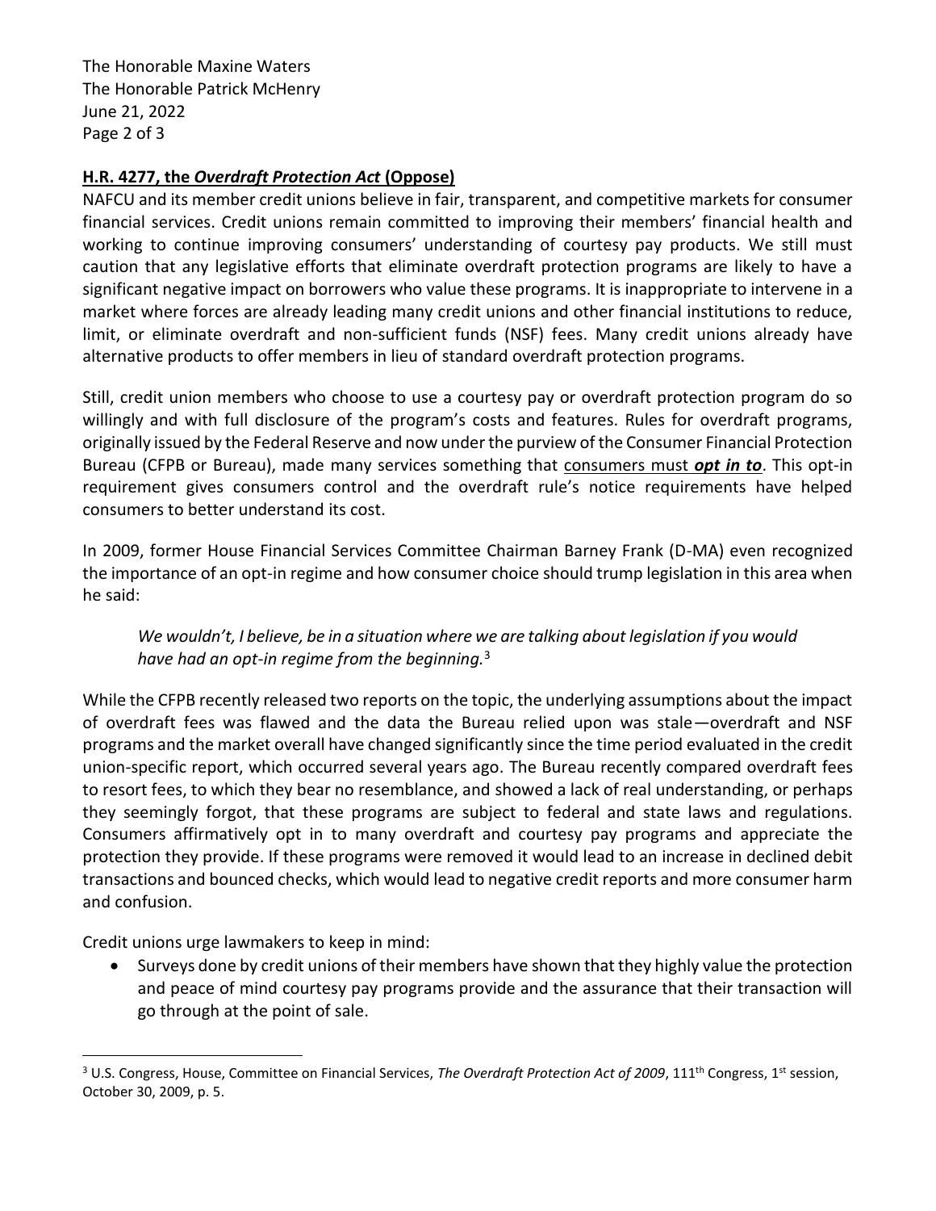**H.R. 4277, the *Overdraft Protection Act* (Oppose)**

NAFCU and its member credit unions believe in fair, transparent, and competitive markets for consumer financial services. Credit unions remain committed to improving their members' financial health and working to continue improving consumers' understanding of courtesy pay products. We still must caution that any legislative efforts that eliminate overdraft protection programs are likely to have a significant negative impact on borrowers who value these programs. It is inappropriate to intervene in a market where forces are already leading many credit unions and other financial institutions to reduce, limit, or eliminate overdraft and non-sufficient funds (NSF) fees. Many credit unions already have alternative products to offer members in lieu of standard overdraft protection programs.

Still, credit union members who choose to use a courtesy pay or overdraft protection program do so willingly and with full disclosure of the program's costs and features. Rules for overdraft programs, originally issued by the Federal Reserve and now under the purview of the Consumer Financial Protection Bureau (CFPB or Bureau), made many services something that <u>consumers must ***opt in to***</u>. This opt-in requirement gives consumers control and the overdraft rule's notice requirements have helped consumers to better understand its cost.

In 2009, former House Financial Services Committee Chairman Barney Frank (D-MA) even recognized the importance of an opt-in regime and how consumer choice should trump legislation in this area when he said:

> *We wouldn't, I believe, be in a situation where we are talking about legislation if you would have had an opt-in regime from the beginning.*[3]

While the CFPB recently released two reports on the topic, the underlying assumptions about the impact of overdraft fees was flawed and the data the Bureau relied upon was stale—overdraft and NSF programs and the market overall have changed significantly since the time period evaluated in the credit union-specific report, which occurred several years ago. The Bureau recently compared overdraft fees to resort fees, to which they bear no resemblance, and showed a lack of real understanding, or perhaps they seemingly forgot, that these programs are subject to federal and state laws and regulations. Consumers affirmatively opt in to many overdraft and courtesy pay programs and appreciate the protection they provide. If these programs were removed it would lead to an increase in declined debit transactions and bounced checks, which would lead to negative credit reports and more consumer harm and confusion.

Credit unions urge lawmakers to keep in mind:

- Surveys done by credit unions of their members have shown that they highly value the protection and peace of mind courtesy pay programs provide and the assurance that their transaction will go through at the point of sale.

---

[3] U.S. Congress, House, Committee on Financial Services, *The Overdraft Protection Act of 2009*, 111th Congress, 1st session, October 30, 2009, p. 5.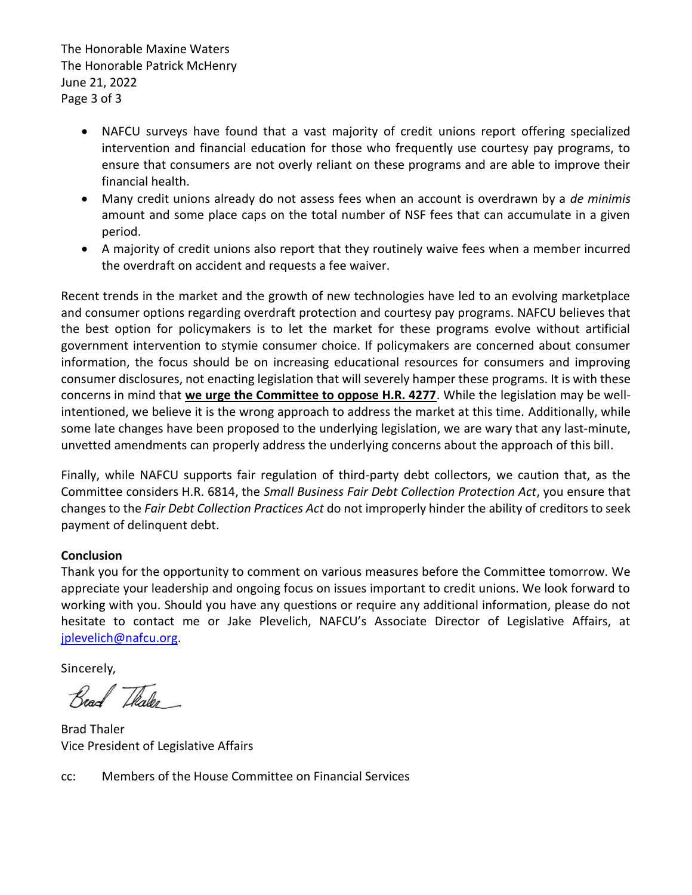- NAFCU surveys have found that a vast majority of credit unions report offering specialized intervention and financial education for those who frequently use courtesy pay programs, to ensure that consumers are not overly reliant on these programs and are able to improve their financial health.
- Many credit unions already do not assess fees when an account is overdrawn by a *de minimis* amount and some place caps on the total number of NSF fees that can accumulate in a given period.
- A majority of credit unions also report that they routinely waive fees when a member incurred the overdraft on accident and requests a fee waiver.

Recent trends in the market and the growth of new technologies have led to an evolving marketplace and consumer options regarding overdraft protection and courtesy pay programs. NAFCU believes that the best option for policymakers is to let the market for these programs evolve without artificial government intervention to stymie consumer choice. If policymakers are concerned about consumer information, the focus should be on increasing educational resources for consumers and improving consumer disclosures, not enacting legislation that will severely hamper these programs. It is with these concerns in mind that **we urge the Committee to oppose H.R. 4277**. While the legislation may be well-intentioned, we believe it is the wrong approach to address the market at this time. Additionally, while some late changes have been proposed to the underlying legislation, we are wary that any last-minute, unvetted amendments can properly address the underlying concerns about the approach of this bill.

Finally, while NAFCU supports fair regulation of third-party debt collectors, we caution that, as the Committee considers H.R. 6814, the *Small Business Fair Debt Collection Protection Act*, you ensure that changes to the *Fair Debt Collection Practices Act* do not improperly hinder the ability of creditors to seek payment of delinquent debt.

**Conclusion**

Thank you for the opportunity to comment on various measures before the Committee tomorrow. We appreciate your leadership and ongoing focus on issues important to credit unions. We look forward to working with you. Should you have any questions or require any additional information, please do not hesitate to contact me or Jake Plevelich, NAFCU's Associate Director of Legislative Affairs, at jplevelich@nafcu.org.

Sincerely,

Brad Thaler

Brad Thaler
Vice President of Legislative Affairs

cc: Members of the House Committee on Financial Services